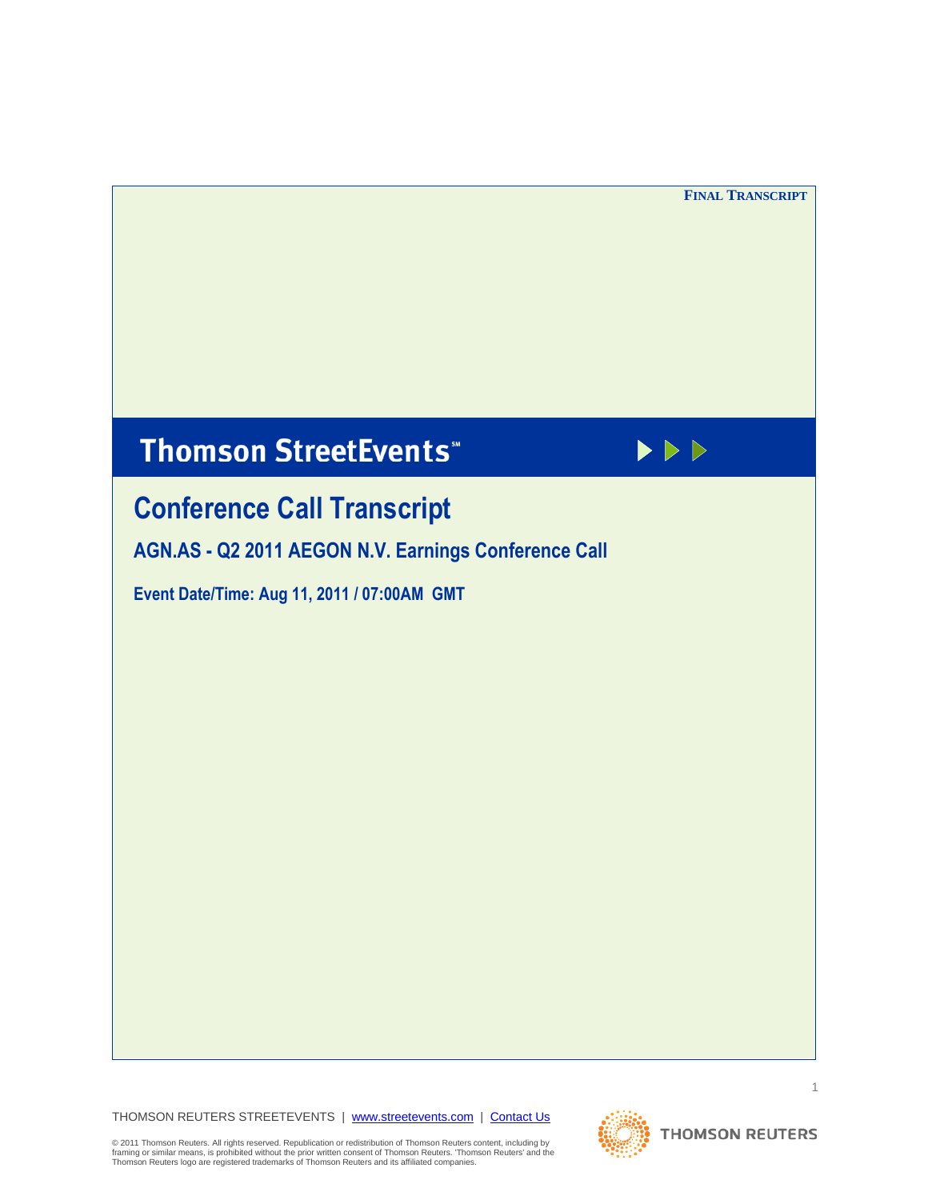**FINAL TRANSCRIPT**

# Thomson StreetEvents℠

## Conference Call Transcript

### AGN.AS - Q2 2011 AEGON N.V. Earnings Conference Call

**Event Date/Time: Aug 11, 2011 / 07:00AM GMT**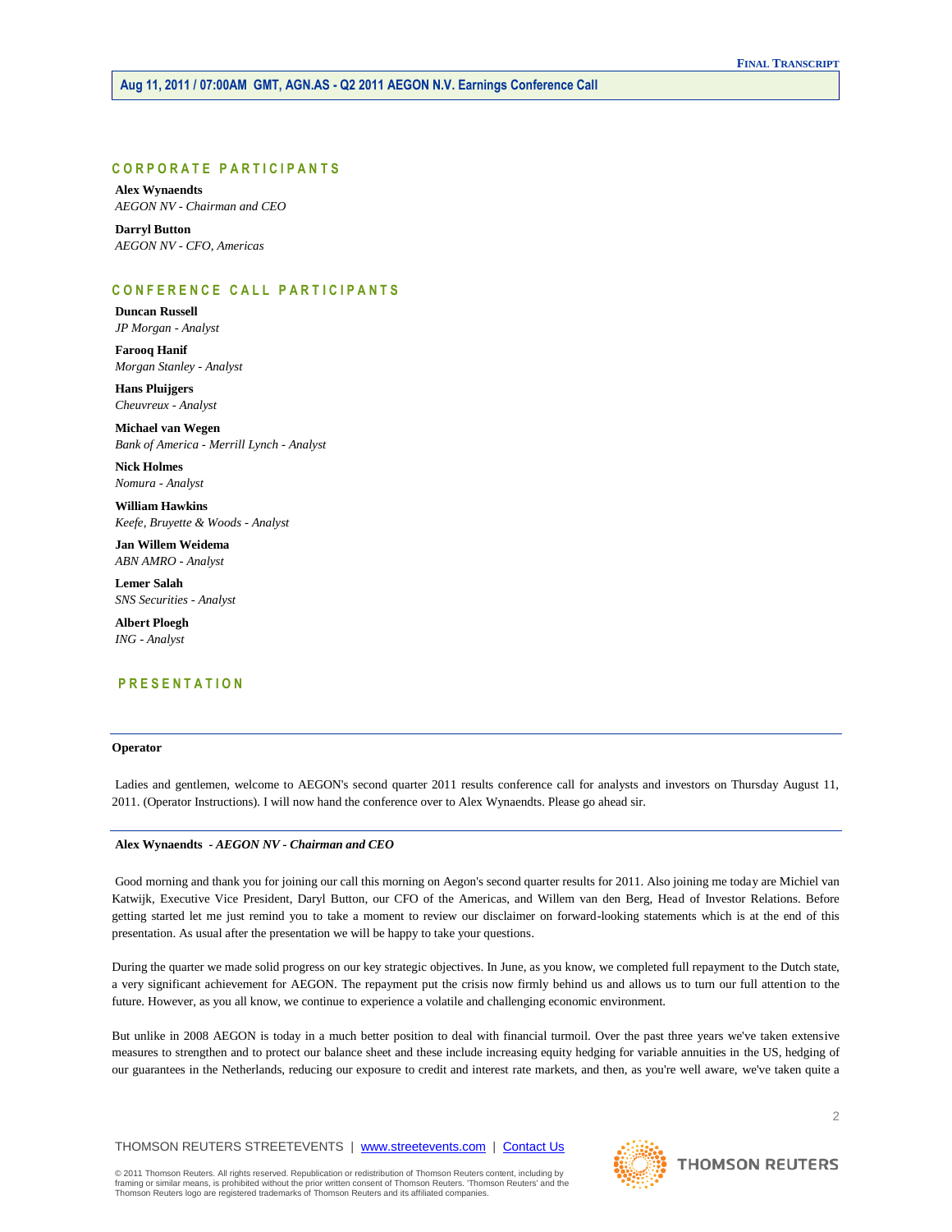## CORPORATE PARTICIPANTS

**Alex Wynaendts**
*AEGON NV - Chairman and CEO*

**Darryl Button**
*AEGON NV - CFO, Americas*

## CONFERENCE CALL PARTICIPANTS

**Duncan Russell**
*JP Morgan - Analyst*

**Farooq Hanif**
*Morgan Stanley - Analyst*

**Hans Pluijgers**
*Cheuvreux - Analyst*

**Michael van Wegen**
*Bank of America - Merrill Lynch - Analyst*

**Nick Holmes**
*Nomura - Analyst*

**William Hawkins**
*Keefe, Bruyette & Woods - Analyst*

**Jan Willem Weidema**
*ABN AMRO - Analyst*

**Lemer Salah**
*SNS Securities - Analyst*

**Albert Ploegh**
*ING - Analyst*

## PRESENTATION

---

**Operator**

Ladies and gentlemen, welcome to AEGON's second quarter 2011 results conference call for analysts and investors on Thursday August 11, 2011. (Operator Instructions). I will now hand the conference over to Alex Wynaendts. Please go ahead sir.

---

**Alex Wynaendts** *- AEGON NV - Chairman and CEO*

Good morning and thank you for joining our call this morning on Aegon's second quarter results for 2011. Also joining me today are Michiel van Katwijk, Executive Vice President, Daryl Button, our CFO of the Americas, and Willem van den Berg, Head of Investor Relations. Before getting started let me just remind you to take a moment to review our disclaimer on forward-looking statements which is at the end of this presentation. As usual after the presentation we will be happy to take your questions.

During the quarter we made solid progress on our key strategic objectives. In June, as you know, we completed full repayment to the Dutch state, a very significant achievement for AEGON. The repayment put the crisis now firmly behind us and allows us to turn our full attention to the future. However, as you all know, we continue to experience a volatile and challenging economic environment.

But unlike in 2008 AEGON is today in a much better position to deal with financial turmoil. Over the past three years we've taken extensive measures to strengthen and to protect our balance sheet and these include increasing equity hedging for variable annuities in the US, hedging of our guarantees in the Netherlands, reducing our exposure to credit and interest rate markets, and then, as you're well aware, we've taken quite a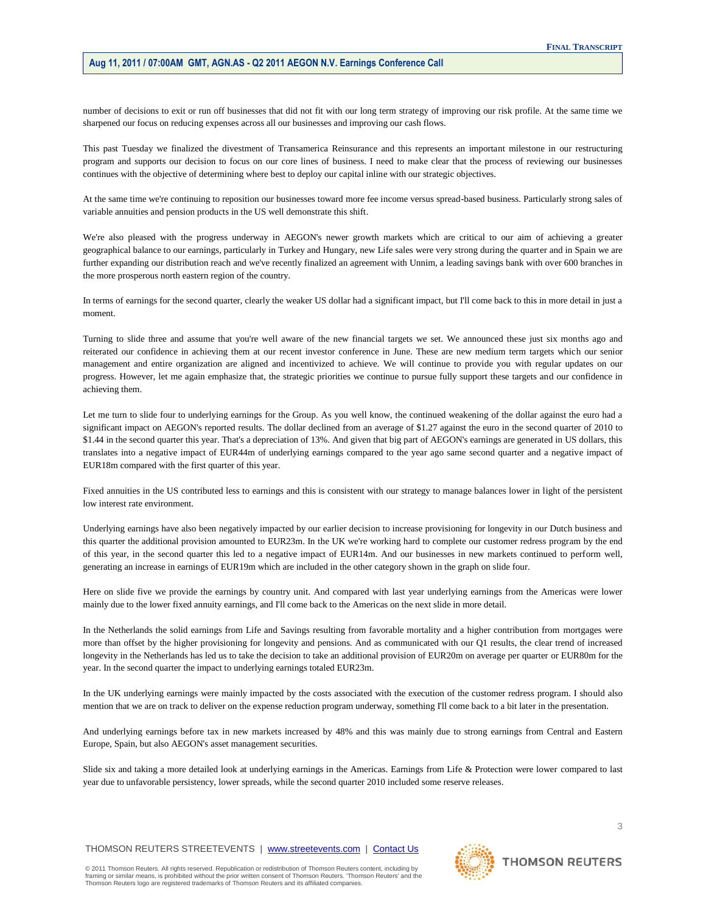number of decisions to exit or run off businesses that did not fit with our long term strategy of improving our risk profile. At the same time we sharpened our focus on reducing expenses across all our businesses and improving our cash flows.

This past Tuesday we finalized the divestment of Transamerica Reinsurance and this represents an important milestone in our restructuring program and supports our decision to focus on our core lines of business. I need to make clear that the process of reviewing our businesses continues with the objective of determining where best to deploy our capital inline with our strategic objectives.

At the same time we're continuing to reposition our businesses toward more fee income versus spread-based business. Particularly strong sales of variable annuities and pension products in the US well demonstrate this shift.

We're also pleased with the progress underway in AEGON's newer growth markets which are critical to our aim of achieving a greater geographical balance to our earnings, particularly in Turkey and Hungary, new Life sales were very strong during the quarter and in Spain we are further expanding our distribution reach and we've recently finalized an agreement with Unnim, a leading savings bank with over 600 branches in the more prosperous north eastern region of the country.

In terms of earnings for the second quarter, clearly the weaker US dollar had a significant impact, but I'll come back to this in more detail in just a moment.

Turning to slide three and assume that you're well aware of the new financial targets we set. We announced these just six months ago and reiterated our confidence in achieving them at our recent investor conference in June. These are new medium term targets which our senior management and entire organization are aligned and incentivized to achieve. We will continue to provide you with regular updates on our progress. However, let me again emphasize that, the strategic priorities we continue to pursue fully support these targets and our confidence in achieving them.

Let me turn to slide four to underlying earnings for the Group. As you well know, the continued weakening of the dollar against the euro had a significant impact on AEGON's reported results. The dollar declined from an average of $1.27 against the euro in the second quarter of 2010 to $1.44 in the second quarter this year. That's a depreciation of 13%. And given that big part of AEGON's earnings are generated in US dollars, this translates into a negative impact of EUR44m of underlying earnings compared to the year ago same second quarter and a negative impact of EUR18m compared with the first quarter of this year.

Fixed annuities in the US contributed less to earnings and this is consistent with our strategy to manage balances lower in light of the persistent low interest rate environment.

Underlying earnings have also been negatively impacted by our earlier decision to increase provisioning for longevity in our Dutch business and this quarter the additional provision amounted to EUR23m. In the UK we're working hard to complete our customer redress program by the end of this year, in the second quarter this led to a negative impact of EUR14m. And our businesses in new markets continued to perform well, generating an increase in earnings of EUR19m which are included in the other category shown in the graph on slide four.

Here on slide five we provide the earnings by country unit. And compared with last year underlying earnings from the Americas were lower mainly due to the lower fixed annuity earnings, and I'll come back to the Americas on the next slide in more detail.

In the Netherlands the solid earnings from Life and Savings resulting from favorable mortality and a higher contribution from mortgages were more than offset by the higher provisioning for longevity and pensions. And as communicated with our Q1 results, the clear trend of increased longevity in the Netherlands has led us to take the decision to take an additional provision of EUR20m on average per quarter or EUR80m for the year. In the second quarter the impact to underlying earnings totaled EUR23m.

In the UK underlying earnings were mainly impacted by the costs associated with the execution of the customer redress program. I should also mention that we are on track to deliver on the expense reduction program underway, something I'll come back to a bit later in the presentation.

And underlying earnings before tax in new markets increased by 48% and this was mainly due to strong earnings from Central and Eastern Europe, Spain, but also AEGON's asset management securities.

Slide six and taking a more detailed look at underlying earnings in the Americas. Earnings from Life & Protection were lower compared to last year due to unfavorable persistency, lower spreads, while the second quarter 2010 included some reserve releases.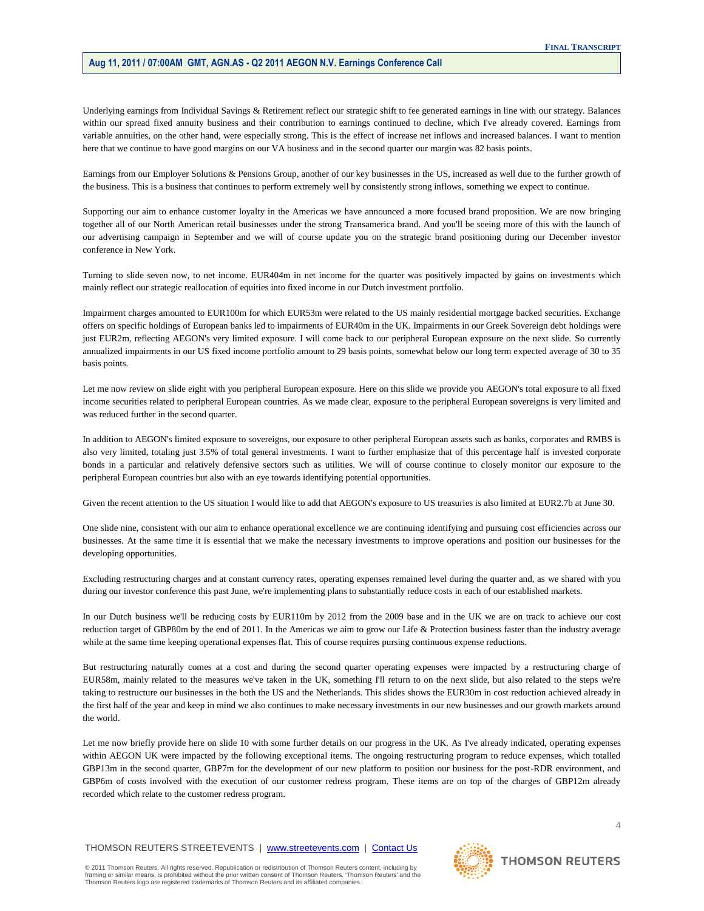Underlying earnings from Individual Savings & Retirement reflect our strategic shift to fee generated earnings in line with our strategy. Balances within our spread fixed annuity business and their contribution to earnings continued to decline, which I've already covered. Earnings from variable annuities, on the other hand, were especially strong. This is the effect of increase net inflows and increased balances. I want to mention here that we continue to have good margins on our VA business and in the second quarter our margin was 82 basis points.

Earnings from our Employer Solutions & Pensions Group, another of our key businesses in the US, increased as well due to the further growth of the business. This is a business that continues to perform extremely well by consistently strong inflows, something we expect to continue.

Supporting our aim to enhance customer loyalty in the Americas we have announced a more focused brand proposition. We are now bringing together all of our North American retail businesses under the strong Transamerica brand. And you'll be seeing more of this with the launch of our advertising campaign in September and we will of course update you on the strategic brand positioning during our December investor conference in New York.

Turning to slide seven now, to net income. EUR404m in net income for the quarter was positively impacted by gains on investments which mainly reflect our strategic reallocation of equities into fixed income in our Dutch investment portfolio.

Impairment charges amounted to EUR100m for which EUR53m were related to the US mainly residential mortgage backed securities. Exchange offers on specific holdings of European banks led to impairments of EUR40m in the UK. Impairments in our Greek Sovereign debt holdings were just EUR2m, reflecting AEGON's very limited exposure. I will come back to our peripheral European exposure on the next slide. So currently annualized impairments in our US fixed income portfolio amount to 29 basis points, somewhat below our long term expected average of 30 to 35 basis points.

Let me now review on slide eight with you peripheral European exposure. Here on this slide we provide you AEGON's total exposure to all fixed income securities related to peripheral European countries. As we made clear, exposure to the peripheral European sovereigns is very limited and was reduced further in the second quarter.

In addition to AEGON's limited exposure to sovereigns, our exposure to other peripheral European assets such as banks, corporates and RMBS is also very limited, totaling just 3.5% of total general investments. I want to further emphasize that of this percentage half is invested corporate bonds in a particular and relatively defensive sectors such as utilities. We will of course continue to closely monitor our exposure to the peripheral European countries but also with an eye towards identifying potential opportunities.

Given the recent attention to the US situation I would like to add that AEGON's exposure to US treasuries is also limited at EUR2.7b at June 30.

One slide nine, consistent with our aim to enhance operational excellence we are continuing identifying and pursuing cost efficiencies across our businesses. At the same time it is essential that we make the necessary investments to improve operations and position our businesses for the developing opportunities.

Excluding restructuring charges and at constant currency rates, operating expenses remained level during the quarter and, as we shared with you during our investor conference this past June, we're implementing plans to substantially reduce costs in each of our established markets.

In our Dutch business we'll be reducing costs by EUR110m by 2012 from the 2009 base and in the UK we are on track to achieve our cost reduction target of GBP80m by the end of 2011. In the Americas we aim to grow our Life & Protection business faster than the industry average while at the same time keeping operational expenses flat. This of course requires pursing continuous expense reductions.

But restructuring naturally comes at a cost and during the second quarter operating expenses were impacted by a restructuring charge of EUR58m, mainly related to the measures we've taken in the UK, something I'll return to on the next slide, but also related to the steps we're taking to restructure our businesses in the both the US and the Netherlands. This slides shows the EUR30m in cost reduction achieved already in the first half of the year and keep in mind we also continues to make necessary investments in our new businesses and our growth markets around the world.

Let me now briefly provide here on slide 10 with some further details on our progress in the UK. As I've already indicated, operating expenses within AEGON UK were impacted by the following exceptional items. The ongoing restructuring program to reduce expenses, which totalled GBP13m in the second quarter, GBP7m for the development of our new platform to position our business for the post-RDR environment, and GBP6m of costs involved with the execution of our customer redress program. These items are on top of the charges of GBP12m already recorded which relate to the customer redress program.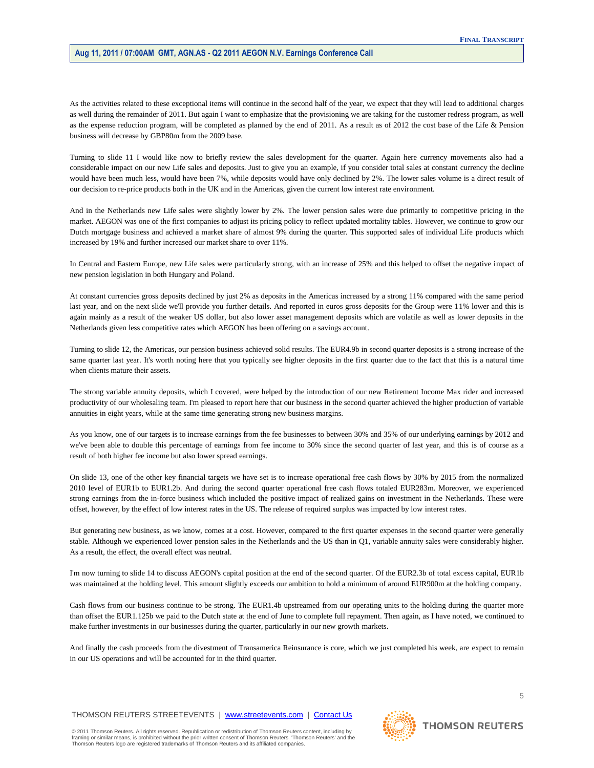As the activities related to these exceptional items will continue in the second half of the year, we expect that they will lead to additional charges as well during the remainder of 2011. But again I want to emphasize that the provisioning we are taking for the customer redress program, as well as the expense reduction program, will be completed as planned by the end of 2011. As a result as of 2012 the cost base of the Life & Pension business will decrease by GBP80m from the 2009 base.

Turning to slide 11 I would like now to briefly review the sales development for the quarter. Again here currency movements also had a considerable impact on our new Life sales and deposits. Just to give you an example, if you consider total sales at constant currency the decline would have been much less, would have been 7%, while deposits would have only declined by 2%. The lower sales volume is a direct result of our decision to re-price products both in the UK and in the Americas, given the current low interest rate environment.

And in the Netherlands new Life sales were slightly lower by 2%. The lower pension sales were due primarily to competitive pricing in the market. AEGON was one of the first companies to adjust its pricing policy to reflect updated mortality tables. However, we continue to grow our Dutch mortgage business and achieved a market share of almost 9% during the quarter. This supported sales of individual Life products which increased by 19% and further increased our market share to over 11%.

In Central and Eastern Europe, new Life sales were particularly strong, with an increase of 25% and this helped to offset the negative impact of new pension legislation in both Hungary and Poland.

At constant currencies gross deposits declined by just 2% as deposits in the Americas increased by a strong 11% compared with the same period last year, and on the next slide we'll provide you further details. And reported in euros gross deposits for the Group were 11% lower and this is again mainly as a result of the weaker US dollar, but also lower asset management deposits which are volatile as well as lower deposits in the Netherlands given less competitive rates which AEGON has been offering on a savings account.

Turning to slide 12, the Americas, our pension business achieved solid results. The EUR4.9b in second quarter deposits is a strong increase of the same quarter last year. It's worth noting here that you typically see higher deposits in the first quarter due to the fact that this is a natural time when clients mature their assets.

The strong variable annuity deposits, which I covered, were helped by the introduction of our new Retirement Income Max rider and increased productivity of our wholesaling team. I'm pleased to report here that our business in the second quarter achieved the higher production of variable annuities in eight years, while at the same time generating strong new business margins.

As you know, one of our targets is to increase earnings from the fee businesses to between 30% and 35% of our underlying earnings by 2012 and we've been able to double this percentage of earnings from fee income to 30% since the second quarter of last year, and this is of course as a result of both higher fee income but also lower spread earnings.

On slide 13, one of the other key financial targets we have set is to increase operational free cash flows by 30% by 2015 from the normalized 2010 level of EUR1b to EUR1.2b. And during the second quarter operational free cash flows totaled EUR283m. Moreover, we experienced strong earnings from the in-force business which included the positive impact of realized gains on investment in the Netherlands. These were offset, however, by the effect of low interest rates in the US. The release of required surplus was impacted by low interest rates.

But generating new business, as we know, comes at a cost. However, compared to the first quarter expenses in the second quarter were generally stable. Although we experienced lower pension sales in the Netherlands and the US than in Q1, variable annuity sales were considerably higher. As a result, the effect, the overall effect was neutral.

I'm now turning to slide 14 to discuss AEGON's capital position at the end of the second quarter. Of the EUR2.3b of total excess capital, EUR1b was maintained at the holding level. This amount slightly exceeds our ambition to hold a minimum of around EUR900m at the holding company.

Cash flows from our business continue to be strong. The EUR1.4b upstreamed from our operating units to the holding during the quarter more than offset the EUR1.125b we paid to the Dutch state at the end of June to complete full repayment. Then again, as I have noted, we continued to make further investments in our businesses during the quarter, particularly in our new growth markets.

And finally the cash proceeds from the divestment of Transamerica Reinsurance is core, which we just completed his week, are expect to remain in our US operations and will be accounted for in the third quarter.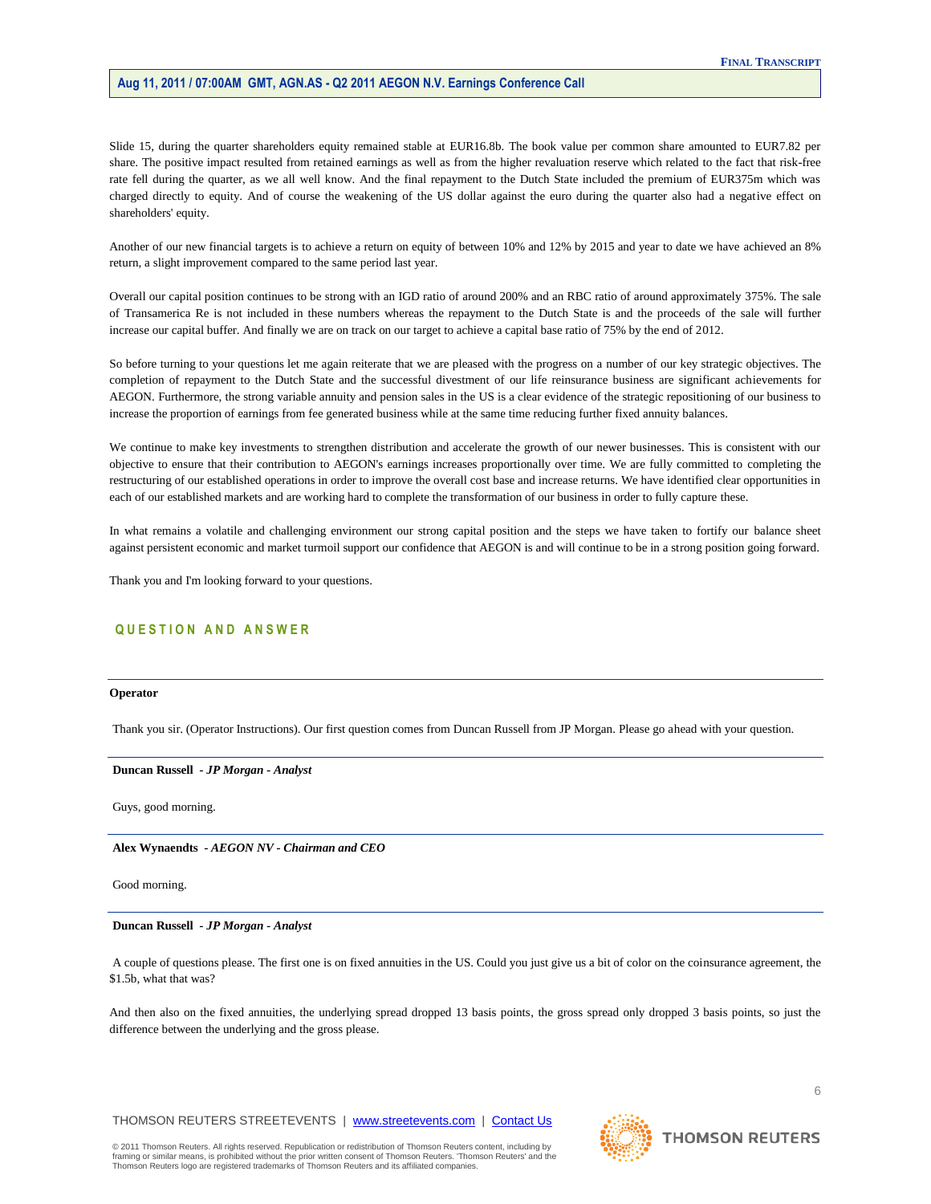Slide 15, during the quarter shareholders equity remained stable at EUR16.8b. The book value per common share amounted to EUR7.82 per share. The positive impact resulted from retained earnings as well as from the higher revaluation reserve which related to the fact that risk-free rate fell during the quarter, as we all well know. And the final repayment to the Dutch State included the premium of EUR375m which was charged directly to equity. And of course the weakening of the US dollar against the euro during the quarter also had a negative effect on shareholders' equity.

Another of our new financial targets is to achieve a return on equity of between 10% and 12% by 2015 and year to date we have achieved an 8% return, a slight improvement compared to the same period last year.

Overall our capital position continues to be strong with an IGD ratio of around 200% and an RBC ratio of around approximately 375%. The sale of Transamerica Re is not included in these numbers whereas the repayment to the Dutch State is and the proceeds of the sale will further increase our capital buffer. And finally we are on track on our target to achieve a capital base ratio of 75% by the end of 2012.

So before turning to your questions let me again reiterate that we are pleased with the progress on a number of our key strategic objectives. The completion of repayment to the Dutch State and the successful divestment of our life reinsurance business are significant achievements for AEGON. Furthermore, the strong variable annuity and pension sales in the US is a clear evidence of the strategic repositioning of our business to increase the proportion of earnings from fee generated business while at the same time reducing further fixed annuity balances.

We continue to make key investments to strengthen distribution and accelerate the growth of our newer businesses. This is consistent with our objective to ensure that their contribution to AEGON's earnings increases proportionally over time. We are fully committed to completing the restructuring of our established operations in order to improve the overall cost base and increase returns. We have identified clear opportunities in each of our established markets and are working hard to complete the transformation of our business in order to fully capture these.

In what remains a volatile and challenging environment our strong capital position and the steps we have taken to fortify our balance sheet against persistent economic and market turmoil support our confidence that AEGON is and will continue to be in a strong position going forward.

Thank you and I'm looking forward to your questions.

## QUESTION AND ANSWER

**Operator**

Thank you sir. (Operator Instructions). Our first question comes from Duncan Russell from JP Morgan. Please go ahead with your question.

**Duncan Russell** *- JP Morgan - Analyst*

Guys, good morning.

**Alex Wynaendts** *- AEGON NV - Chairman and CEO*

Good morning.

**Duncan Russell** *- JP Morgan - Analyst*

A couple of questions please. The first one is on fixed annuities in the US. Could you just give us a bit of color on the coinsurance agreement, the $1.5b, what that was?

And then also on the fixed annuities, the underlying spread dropped 13 basis points, the gross spread only dropped 3 basis points, so just the difference between the underlying and the gross please.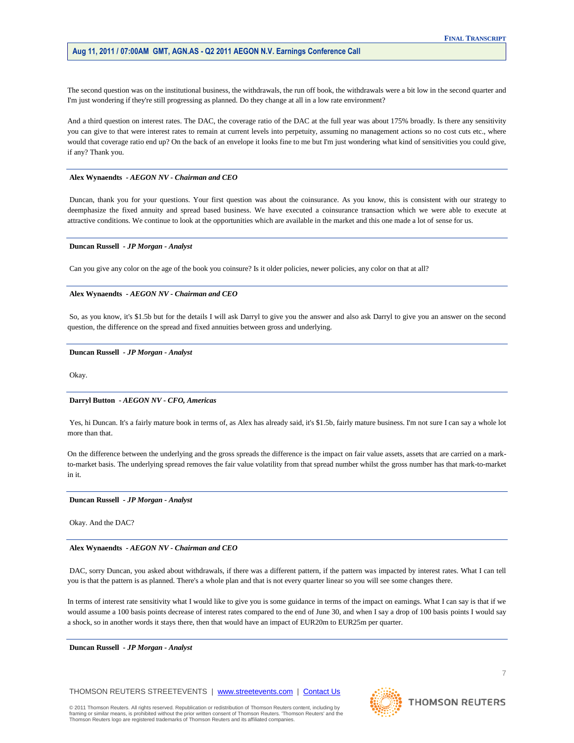The second question was on the institutional business, the withdrawals, the run off book, the withdrawals were a bit low in the second quarter and I'm just wondering if they're still progressing as planned. Do they change at all in a low rate environment?

And a third question on interest rates. The DAC, the coverage ratio of the DAC at the full year was about 175% broadly. Is there any sensitivity you can give to that were interest rates to remain at current levels into perpetuity, assuming no management actions so no cost cuts etc., where would that coverage ratio end up? On the back of an envelope it looks fine to me but I'm just wondering what kind of sensitivities you could give, if any? Thank you.

---

**Alex Wynaendts** *- AEGON NV - Chairman and CEO*

Duncan, thank you for your questions. Your first question was about the coinsurance. As you know, this is consistent with our strategy to deemphasize the fixed annuity and spread based business. We have executed a coinsurance transaction which we were able to execute at attractive conditions. We continue to look at the opportunities which are available in the market and this one made a lot of sense for us.

---

**Duncan Russell** *- JP Morgan - Analyst*

Can you give any color on the age of the book you coinsure? Is it older policies, newer policies, any color on that at all?

---

**Alex Wynaendts** *- AEGON NV - Chairman and CEO*

So, as you know, it's $1.5b but for the details I will ask Darryl to give you the answer and also ask Darryl to give you an answer on the second question, the difference on the spread and fixed annuities between gross and underlying.

---

**Duncan Russell** *- JP Morgan - Analyst*

Okay.

---

**Darryl Button** *- AEGON NV - CFO, Americas*

Yes, hi Duncan. It's a fairly mature book in terms of, as Alex has already said, it's $1.5b, fairly mature business. I'm not sure I can say a whole lot more than that.

On the difference between the underlying and the gross spreads the difference is the impact on fair value assets, assets that are carried on a mark-to-market basis. The underlying spread removes the fair value volatility from that spread number whilst the gross number has that mark-to-market in it.

---

**Duncan Russell** *- JP Morgan - Analyst*

Okay. And the DAC?

---

**Alex Wynaendts** *- AEGON NV - Chairman and CEO*

DAC, sorry Duncan, you asked about withdrawals, if there was a different pattern, if the pattern was impacted by interest rates. What I can tell you is that the pattern is as planned. There's a whole plan and that is not every quarter linear so you will see some changes there.

In terms of interest rate sensitivity what I would like to give you is some guidance in terms of the impact on earnings. What I can say is that if we would assume a 100 basis points decrease of interest rates compared to the end of June 30, and when I say a drop of 100 basis points I would say a shock, so in another words it stays there, then that would have an impact of EUR20m to EUR25m per quarter.

---

**Duncan Russell** *- JP Morgan - Analyst*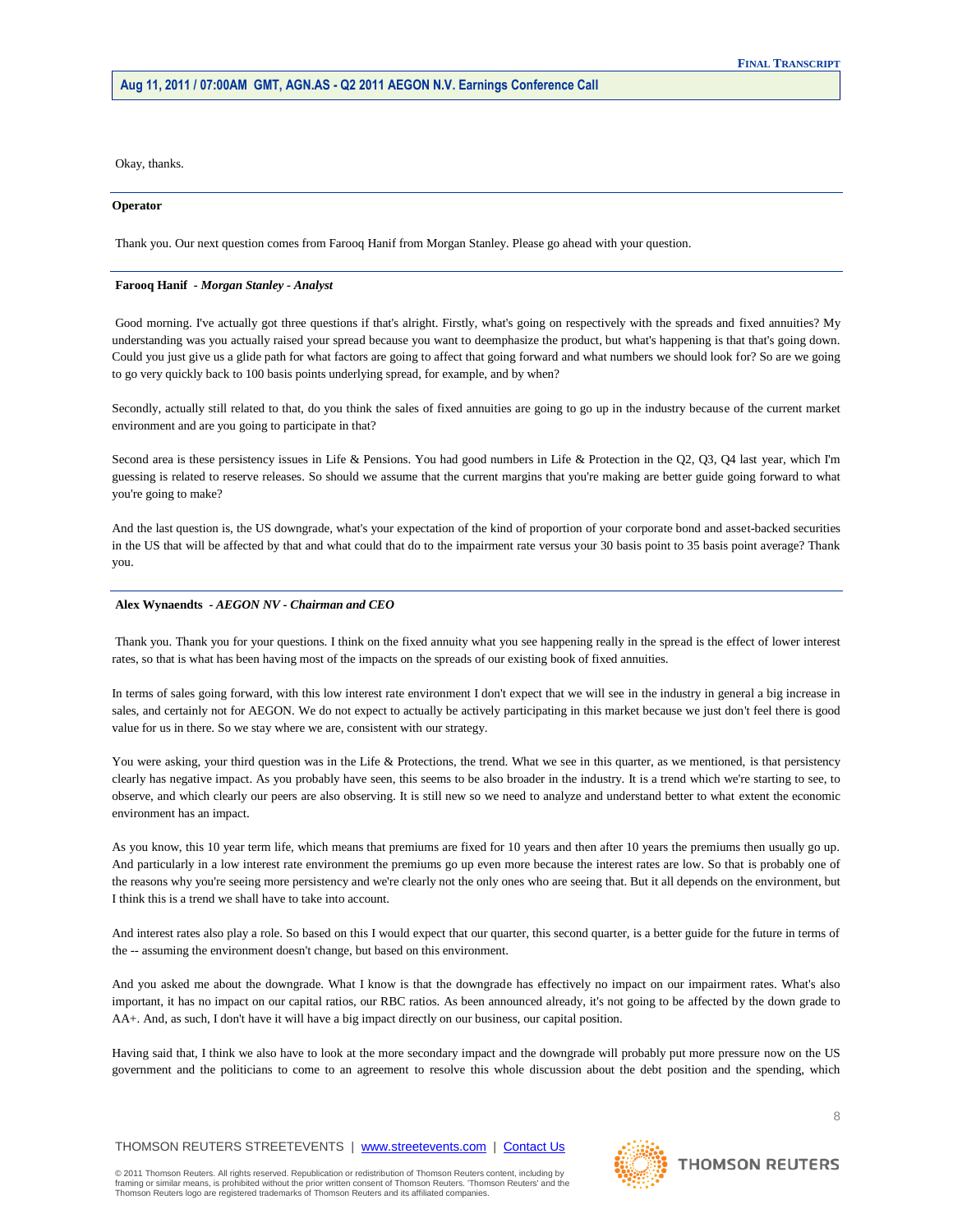Okay, thanks.

---

**Operator**

Thank you. Our next question comes from Farooq Hanif from Morgan Stanley. Please go ahead with your question.

---

**Farooq Hanif** *- Morgan Stanley - Analyst*

Good morning. I've actually got three questions if that's alright. Firstly, what's going on respectively with the spreads and fixed annuities? My understanding was you actually raised your spread because you want to deemphasize the product, but what's happening is that that's going down. Could you just give us a glide path for what factors are going to affect that going forward and what numbers we should look for? So are we going to go very quickly back to 100 basis points underlying spread, for example, and by when?

Secondly, actually still related to that, do you think the sales of fixed annuities are going to go up in the industry because of the current market environment and are you going to participate in that?

Second area is these persistency issues in Life & Pensions. You had good numbers in Life & Protection in the Q2, Q3, Q4 last year, which I'm guessing is related to reserve releases. So should we assume that the current margins that you're making are better guide going forward to what you're going to make?

And the last question is, the US downgrade, what's your expectation of the kind of proportion of your corporate bond and asset-backed securities in the US that will be affected by that and what could that do to the impairment rate versus your 30 basis point to 35 basis point average? Thank you.

---

**Alex Wynaendts** *- AEGON NV - Chairman and CEO*

Thank you. Thank you for your questions. I think on the fixed annuity what you see happening really in the spread is the effect of lower interest rates, so that is what has been having most of the impacts on the spreads of our existing book of fixed annuities.

In terms of sales going forward, with this low interest rate environment I don't expect that we will see in the industry in general a big increase in sales, and certainly not for AEGON. We do not expect to actually be actively participating in this market because we just don't feel there is good value for us in there. So we stay where we are, consistent with our strategy.

You were asking, your third question was in the Life & Protections, the trend. What we see in this quarter, as we mentioned, is that persistency clearly has negative impact. As you probably have seen, this seems to be also broader in the industry. It is a trend which we're starting to see, to observe, and which clearly our peers are also observing. It is still new so we need to analyze and understand better to what extent the economic environment has an impact.

As you know, this 10 year term life, which means that premiums are fixed for 10 years and then after 10 years the premiums then usually go up. And particularly in a low interest rate environment the premiums go up even more because the interest rates are low. So that is probably one of the reasons why you're seeing more persistency and we're clearly not the only ones who are seeing that. But it all depends on the environment, but I think this is a trend we shall have to take into account.

And interest rates also play a role. So based on this I would expect that our quarter, this second quarter, is a better guide for the future in terms of the -- assuming the environment doesn't change, but based on this environment.

And you asked me about the downgrade. What I know is that the downgrade has effectively no impact on our impairment rates. What's also important, it has no impact on our capital ratios, our RBC ratios. As been announced already, it's not going to be affected by the down grade to AA+. And, as such, I don't have it will have a big impact directly on our business, our capital position.

Having said that, I think we also have to look at the more secondary impact and the downgrade will probably put more pressure now on the US government and the politicians to come to an agreement to resolve this whole discussion about the debt position and the spending, which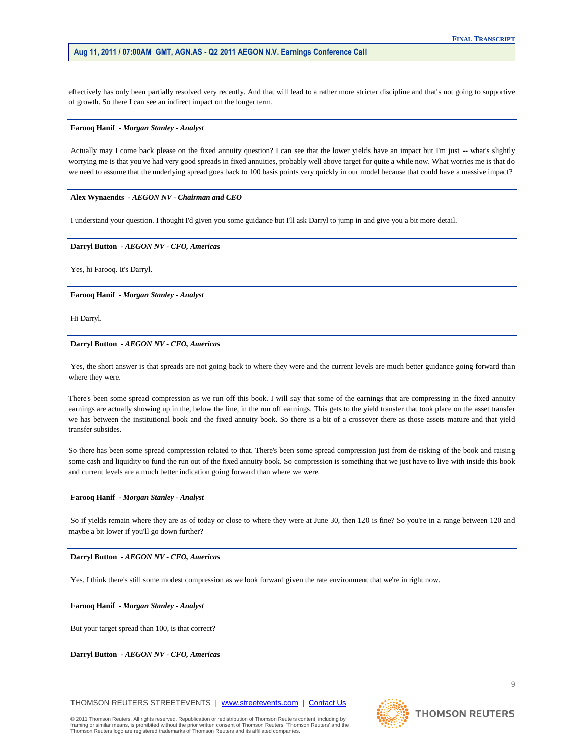effectively has only been partially resolved very recently. And that will lead to a rather more stricter discipline and that's not going to supportive of growth. So there I can see an indirect impact on the longer term.

**Farooq Hanif** - ***Morgan Stanley - Analyst***

Actually may I come back please on the fixed annuity question? I can see that the lower yields have an impact but I'm just -- what's slightly worrying me is that you've had very good spreads in fixed annuities, probably well above target for quite a while now. What worries me is that do we need to assume that the underlying spread goes back to 100 basis points very quickly in our model because that could have a massive impact?

**Alex Wynaendts** - ***AEGON NV - Chairman and CEO***

I understand your question. I thought I'd given you some guidance but I'll ask Darryl to jump in and give you a bit more detail.

**Darryl Button** - ***AEGON NV - CFO, Americas***

Yes, hi Farooq. It's Darryl.

**Farooq Hanif** - ***Morgan Stanley - Analyst***

Hi Darryl.

**Darryl Button** - ***AEGON NV - CFO, Americas***

Yes, the short answer is that spreads are not going back to where they were and the current levels are much better guidance going forward than where they were.

There's been some spread compression as we run off this book. I will say that some of the earnings that are compressing in the fixed annuity earnings are actually showing up in the, below the line, in the run off earnings. This gets to the yield transfer that took place on the asset transfer we has between the institutional book and the fixed annuity book. So there is a bit of a crossover there as those assets mature and that yield transfer subsides.

So there has been some spread compression related to that. There's been some spread compression just from de-risking of the book and raising some cash and liquidity to fund the run out of the fixed annuity book. So compression is something that we just have to live with inside this book and current levels are a much better indication going forward than where we were.

**Farooq Hanif** - ***Morgan Stanley - Analyst***

So if yields remain where they are as of today or close to where they were at June 30, then 120 is fine? So you're in a range between 120 and maybe a bit lower if you'll go down further?

**Darryl Button** - ***AEGON NV - CFO, Americas***

Yes. I think there's still some modest compression as we look forward given the rate environment that we're in right now.

**Farooq Hanif** - ***Morgan Stanley - Analyst***

But your target spread than 100, is that correct?

**Darryl Button** - ***AEGON NV - CFO, Americas***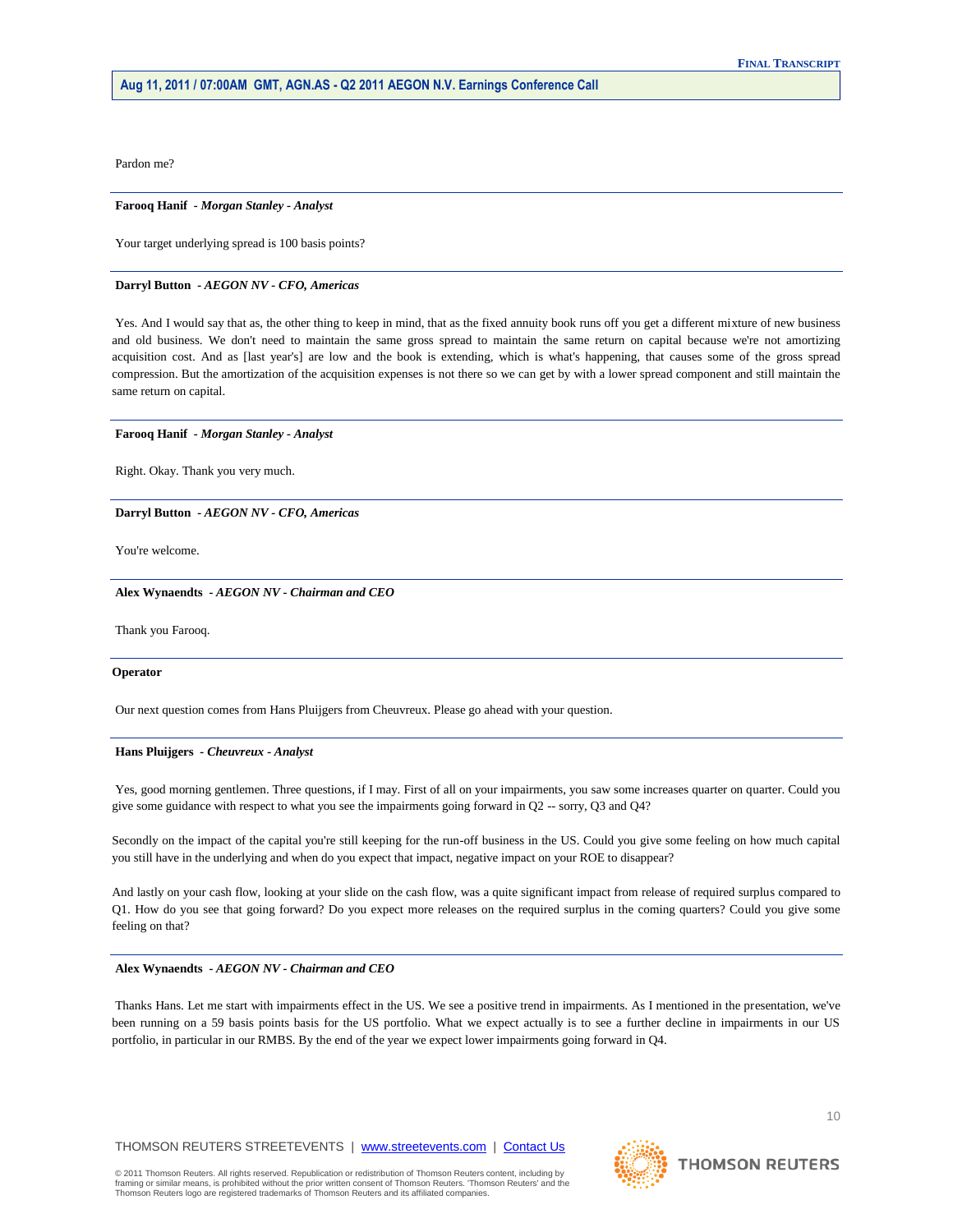Pardon me?

**Farooq Hanif** - *Morgan Stanley - Analyst*

Your target underlying spread is 100 basis points?

**Darryl Button** - *AEGON NV - CFO, Americas*

Yes. And I would say that as, the other thing to keep in mind, that as the fixed annuity book runs off you get a different mixture of new business and old business. We don't need to maintain the same gross spread to maintain the same return on capital because we're not amortizing acquisition cost. And as [last year's] are low and the book is extending, which is what's happening, that causes some of the gross spread compression. But the amortization of the acquisition expenses is not there so we can get by with a lower spread component and still maintain the same return on capital.

**Farooq Hanif** - *Morgan Stanley - Analyst*

Right. Okay. Thank you very much.

**Darryl Button** - *AEGON NV - CFO, Americas*

You're welcome.

**Alex Wynaendts** - *AEGON NV - Chairman and CEO*

Thank you Farooq.

**Operator**

Our next question comes from Hans Pluijgers from Cheuvreux. Please go ahead with your question.

**Hans Pluijgers** - *Cheuvreux - Analyst*

Yes, good morning gentlemen. Three questions, if I may. First of all on your impairments, you saw some increases quarter on quarter. Could you give some guidance with respect to what you see the impairments going forward in Q2 -- sorry, Q3 and Q4?

Secondly on the impact of the capital you're still keeping for the run-off business in the US. Could you give some feeling on how much capital you still have in the underlying and when do you expect that impact, negative impact on your ROE to disappear?

And lastly on your cash flow, looking at your slide on the cash flow, was a quite significant impact from release of required surplus compared to Q1. How do you see that going forward? Do you expect more releases on the required surplus in the coming quarters? Could you give some feeling on that?

**Alex Wynaendts** - *AEGON NV - Chairman and CEO*

Thanks Hans. Let me start with impairments effect in the US. We see a positive trend in impairments. As I mentioned in the presentation, we've been running on a 59 basis points basis for the US portfolio. What we expect actually is to see a further decline in impairments in our US portfolio, in particular in our RMBS. By the end of the year we expect lower impairments going forward in Q4.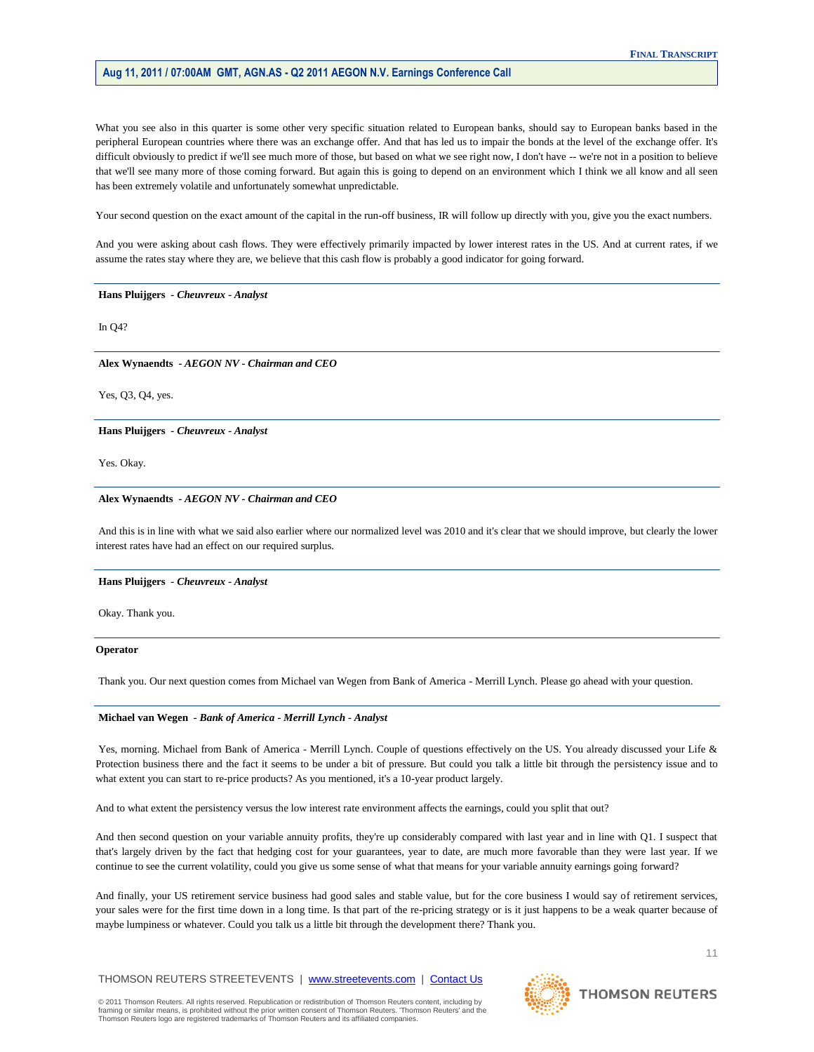What you see also in this quarter is some other very specific situation related to European banks, should say to European banks based in the peripheral European countries where there was an exchange offer. And that has led us to impair the bonds at the level of the exchange offer. It's difficult obviously to predict if we'll see much more of those, but based on what we see right now, I don't have -- we're not in a position to believe that we'll see many more of those coming forward. But again this is going to depend on an environment which I think we all know and all seen has been extremely volatile and unfortunately somewhat unpredictable.

Your second question on the exact amount of the capital in the run-off business, IR will follow up directly with you, give you the exact numbers.

And you were asking about cash flows. They were effectively primarily impacted by lower interest rates in the US. And at current rates, if we assume the rates stay where they are, we believe that this cash flow is probably a good indicator for going forward.

---

**Hans Pluijgers** - *Cheuvreux - Analyst*

In Q4?

---

**Alex Wynaendts** - *AEGON NV - Chairman and CEO*

Yes, Q3, Q4, yes.

---

**Hans Pluijgers** - *Cheuvreux - Analyst*

Yes. Okay.

---

**Alex Wynaendts** - *AEGON NV - Chairman and CEO*

And this is in line with what we said also earlier where our normalized level was 2010 and it's clear that we should improve, but clearly the lower interest rates have had an effect on our required surplus.

---

**Hans Pluijgers** - *Cheuvreux - Analyst*

Okay. Thank you.

---

**Operator**

Thank you. Our next question comes from Michael van Wegen from Bank of America - Merrill Lynch. Please go ahead with your question.

---

**Michael van Wegen** - *Bank of America - Merrill Lynch - Analyst*

Yes, morning. Michael from Bank of America - Merrill Lynch. Couple of questions effectively on the US. You already discussed your Life & Protection business there and the fact it seems to be under a bit of pressure. But could you talk a little bit through the persistency issue and to what extent you can start to re-price products? As you mentioned, it's a 10-year product largely.

And to what extent the persistency versus the low interest rate environment affects the earnings, could you split that out?

And then second question on your variable annuity profits, they're up considerably compared with last year and in line with Q1. I suspect that that's largely driven by the fact that hedging cost for your guarantees, year to date, are much more favorable than they were last year. If we continue to see the current volatility, could you give us some sense of what that means for your variable annuity earnings going forward?

And finally, your US retirement service business had good sales and stable value, but for the core business I would say of retirement services, your sales were for the first time down in a long time. Is that part of the re-pricing strategy or is it just happens to be a weak quarter because of maybe lumpiness or whatever. Could you talk us a little bit through the development there? Thank you.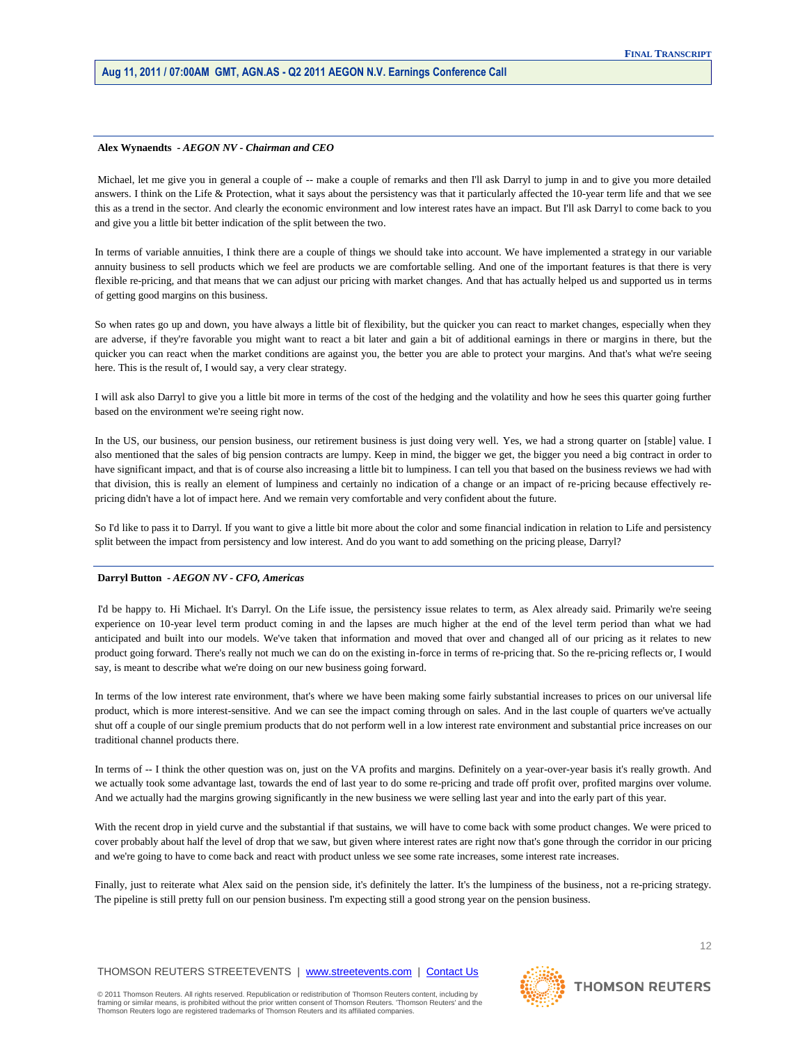**Alex Wynaendts** - *AEGON NV - Chairman and CEO*

Michael, let me give you in general a couple of -- make a couple of remarks and then I'll ask Darryl to jump in and to give you more detailed answers. I think on the Life & Protection, what it says about the persistency was that it particularly affected the 10-year term life and that we see this as a trend in the sector. And clearly the economic environment and low interest rates have an impact. But I'll ask Darryl to come back to you and give you a little bit better indication of the split between the two.

In terms of variable annuities, I think there are a couple of things we should take into account. We have implemented a strategy in our variable annuity business to sell products which we feel are products we are comfortable selling. And one of the important features is that there is very flexible re-pricing, and that means that we can adjust our pricing with market changes. And that has actually helped us and supported us in terms of getting good margins on this business.

So when rates go up and down, you have always a little bit of flexibility, but the quicker you can react to market changes, especially when they are adverse, if they're favorable you might want to react a bit later and gain a bit of additional earnings in there or margins in there, but the quicker you can react when the market conditions are against you, the better you are able to protect your margins. And that's what we're seeing here. This is the result of, I would say, a very clear strategy.

I will ask also Darryl to give you a little bit more in terms of the cost of the hedging and the volatility and how he sees this quarter going further based on the environment we're seeing right now.

In the US, our business, our pension business, our retirement business is just doing very well. Yes, we had a strong quarter on [stable] value. I also mentioned that the sales of big pension contracts are lumpy. Keep in mind, the bigger we get, the bigger you need a big contract in order to have significant impact, and that is of course also increasing a little bit to lumpiness. I can tell you that based on the business reviews we had with that division, this is really an element of lumpiness and certainly no indication of a change or an impact of re-pricing because effectively re-pricing didn't have a lot of impact here. And we remain very comfortable and very confident about the future.

So I'd like to pass it to Darryl. If you want to give a little bit more about the color and some financial indication in relation to Life and persistency split between the impact from persistency and low interest. And do you want to add something on the pricing please, Darryl?

---

**Darryl Button** - *AEGON NV - CFO, Americas*

I'd be happy to. Hi Michael. It's Darryl. On the Life issue, the persistency issue relates to term, as Alex already said. Primarily we're seeing experience on 10-year level term product coming in and the lapses are much higher at the end of the level term period than what we had anticipated and built into our models. We've taken that information and moved that over and changed all of our pricing as it relates to new product going forward. There's really not much we can do on the existing in-force in terms of re-pricing that. So the re-pricing reflects or, I would say, is meant to describe what we're doing on our new business going forward.

In terms of the low interest rate environment, that's where we have been making some fairly substantial increases to prices on our universal life product, which is more interest-sensitive. And we can see the impact coming through on sales. And in the last couple of quarters we've actually shut off a couple of our single premium products that do not perform well in a low interest rate environment and substantial price increases on our traditional channel products there.

In terms of -- I think the other question was on, just on the VA profits and margins. Definitely on a year-over-year basis it's really growth. And we actually took some advantage last, towards the end of last year to do some re-pricing and trade off profit over, profited margins over volume. And we actually had the margins growing significantly in the new business we were selling last year and into the early part of this year.

With the recent drop in yield curve and the substantial if that sustains, we will have to come back with some product changes. We were priced to cover probably about half the level of drop that we saw, but given where interest rates are right now that's gone through the corridor in our pricing and we're going to have to come back and react with product unless we see some rate increases, some interest rate increases.

Finally, just to reiterate what Alex said on the pension side, it's definitely the latter. It's the lumpiness of the business, not a re-pricing strategy. The pipeline is still pretty full on our pension business. I'm expecting still a good strong year on the pension business.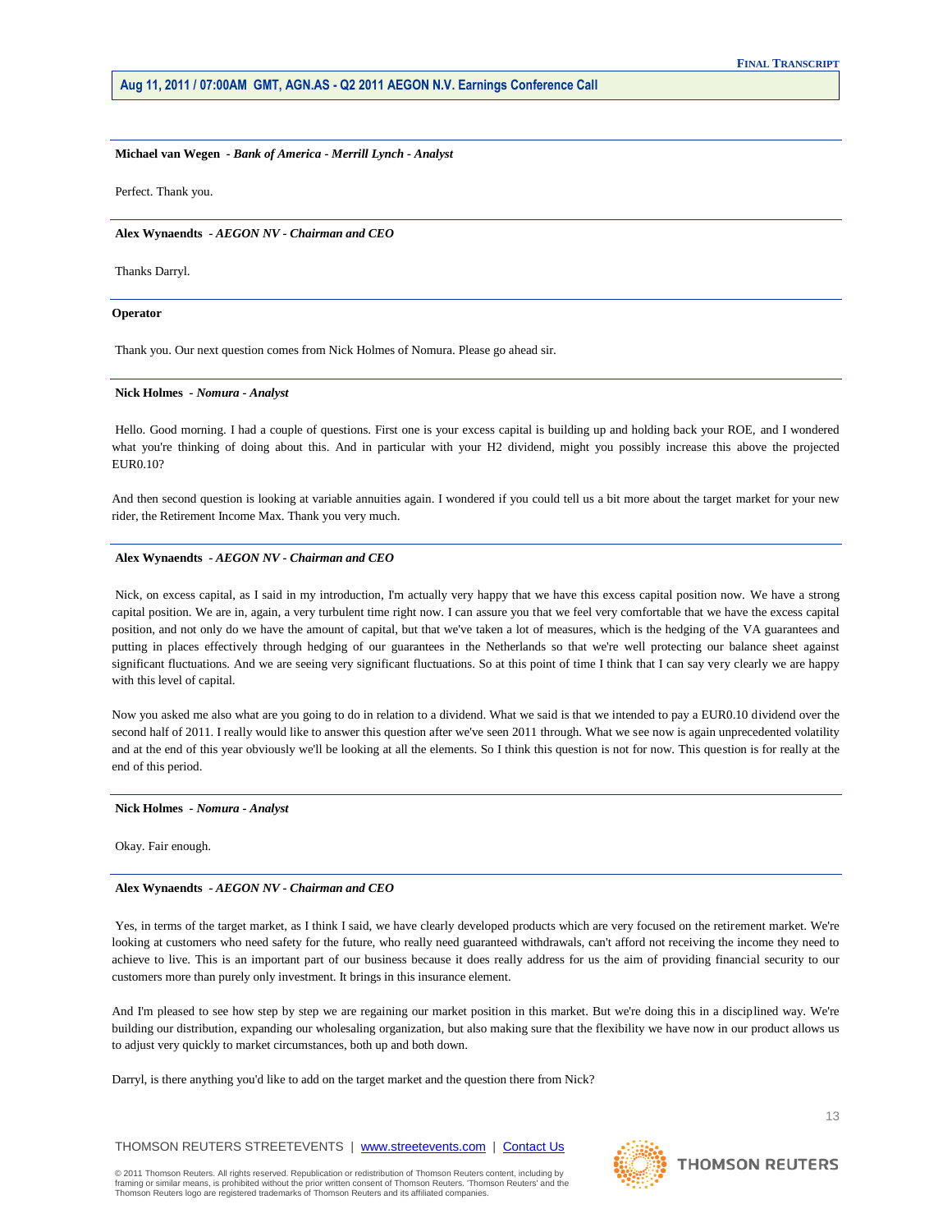**Michael van Wegen** - *Bank of America - Merrill Lynch - Analyst*

Perfect. Thank you.

**Alex Wynaendts** - *AEGON NV - Chairman and CEO*

Thanks Darryl.

**Operator**

Thank you. Our next question comes from Nick Holmes of Nomura. Please go ahead sir.

**Nick Holmes** - *Nomura - Analyst*

Hello. Good morning. I had a couple of questions. First one is your excess capital is building up and holding back your ROE, and I wondered what you're thinking of doing about this. And in particular with your H2 dividend, might you possibly increase this above the projected EUR0.10?

And then second question is looking at variable annuities again. I wondered if you could tell us a bit more about the target market for your new rider, the Retirement Income Max. Thank you very much.

**Alex Wynaendts** - *AEGON NV - Chairman and CEO*

Nick, on excess capital, as I said in my introduction, I'm actually very happy that we have this excess capital position now. We have a strong capital position. We are in, again, a very turbulent time right now. I can assure you that we feel very comfortable that we have the excess capital position, and not only do we have the amount of capital, but that we've taken a lot of measures, which is the hedging of the VA guarantees and putting in places effectively through hedging of our guarantees in the Netherlands so that we're well protecting our balance sheet against significant fluctuations. And we are seeing very significant fluctuations. So at this point of time I think that I can say very clearly we are happy with this level of capital.

Now you asked me also what are you going to do in relation to a dividend. What we said is that we intended to pay a EUR0.10 dividend over the second half of 2011. I really would like to answer this question after we've seen 2011 through. What we see now is again unprecedented volatility and at the end of this year obviously we'll be looking at all the elements. So I think this question is not for now. This question is for really at the end of this period.

**Nick Holmes** - *Nomura - Analyst*

Okay. Fair enough.

**Alex Wynaendts** - *AEGON NV - Chairman and CEO*

Yes, in terms of the target market, as I think I said, we have clearly developed products which are very focused on the retirement market. We're looking at customers who need safety for the future, who really need guaranteed withdrawals, can't afford not receiving the income they need to achieve to live. This is an important part of our business because it does really address for us the aim of providing financial security to our customers more than purely only investment. It brings in this insurance element.

And I'm pleased to see how step by step we are regaining our market position in this market. But we're doing this in a disciplined way. We're building our distribution, expanding our wholesaling organization, but also making sure that the flexibility we have now in our product allows us to adjust very quickly to market circumstances, both up and both down.

Darryl, is there anything you'd like to add on the target market and the question there from Nick?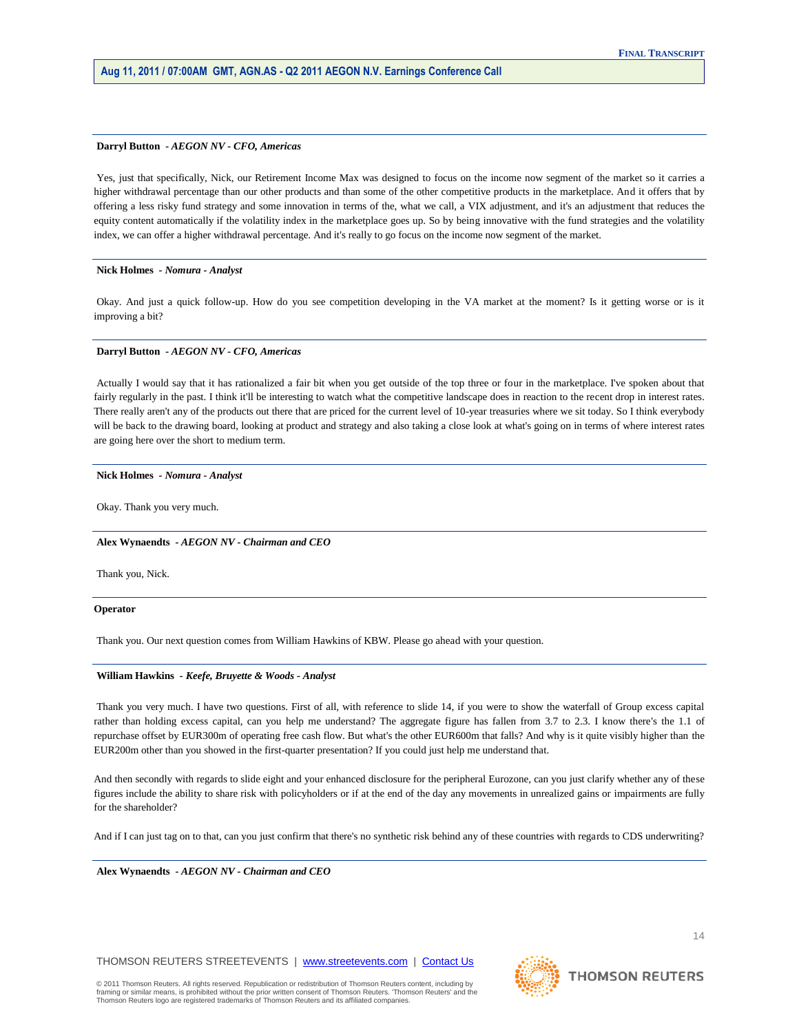**Darryl Button** *- AEGON NV - CFO, Americas*

Yes, just that specifically, Nick, our Retirement Income Max was designed to focus on the income now segment of the market so it carries a higher withdrawal percentage than our other products and than some of the other competitive products in the marketplace. And it offers that by offering a less risky fund strategy and some innovation in terms of the, what we call, a VIX adjustment, and it's an adjustment that reduces the equity content automatically if the volatility index in the marketplace goes up. So by being innovative with the fund strategies and the volatility index, we can offer a higher withdrawal percentage. And it's really to go focus on the income now segment of the market.

**Nick Holmes** *- Nomura - Analyst*

Okay. And just a quick follow-up. How do you see competition developing in the VA market at the moment? Is it getting worse or is it improving a bit?

**Darryl Button** *- AEGON NV - CFO, Americas*

Actually I would say that it has rationalized a fair bit when you get outside of the top three or four in the marketplace. I've spoken about that fairly regularly in the past. I think it'll be interesting to watch what the competitive landscape does in reaction to the recent drop in interest rates. There really aren't any of the products out there that are priced for the current level of 10-year treasuries where we sit today. So I think everybody will be back to the drawing board, looking at product and strategy and also taking a close look at what's going on in terms of where interest rates are going here over the short to medium term.

**Nick Holmes** *- Nomura - Analyst*

Okay. Thank you very much.

**Alex Wynaendts** *- AEGON NV - Chairman and CEO*

Thank you, Nick.

**Operator**

Thank you. Our next question comes from William Hawkins of KBW. Please go ahead with your question.

**William Hawkins** *- Keefe, Bruyette & Woods - Analyst*

Thank you very much. I have two questions. First of all, with reference to slide 14, if you were to show the waterfall of Group excess capital rather than holding excess capital, can you help me understand? The aggregate figure has fallen from 3.7 to 2.3. I know there's the 1.1 of repurchase offset by EUR300m of operating free cash flow. But what's the other EUR600m that falls? And why is it quite visibly higher than the EUR200m other than you showed in the first-quarter presentation? If you could just help me understand that.

And then secondly with regards to slide eight and your enhanced disclosure for the peripheral Eurozone, can you just clarify whether any of these figures include the ability to share risk with policyholders or if at the end of the day any movements in unrealized gains or impairments are fully for the shareholder?

And if I can just tag on to that, can you just confirm that there's no synthetic risk behind any of these countries with regards to CDS underwriting?

**Alex Wynaendts** *- AEGON NV - Chairman and CEO*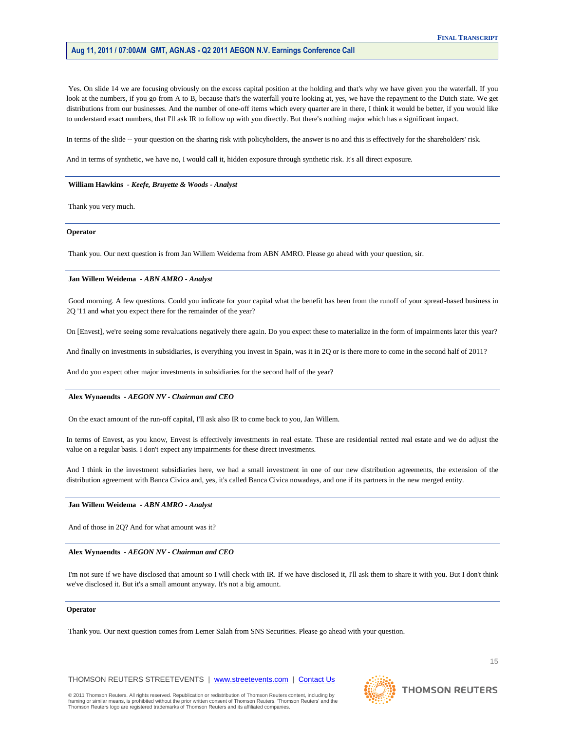Yes. On slide 14 we are focusing obviously on the excess capital position at the holding and that's why we have given you the waterfall. If you look at the numbers, if you go from A to B, because that's the waterfall you're looking at, yes, we have the repayment to the Dutch state. We get distributions from our businesses. And the number of one-off items which every quarter are in there, I think it would be better, if you would like to understand exact numbers, that I'll ask IR to follow up with you directly. But there's nothing major which has a significant impact.

In terms of the slide -- your question on the sharing risk with policyholders, the answer is no and this is effectively for the shareholders' risk.

And in terms of synthetic, we have no, I would call it, hidden exposure through synthetic risk. It's all direct exposure.

---

**William Hawkins** *- Keefe, Bruyette & Woods - Analyst*

Thank you very much.

---

**Operator**

Thank you. Our next question is from Jan Willem Weidema from ABN AMRO. Please go ahead with your question, sir.

---

**Jan Willem Weidema** *- ABN AMRO - Analyst*

Good morning. A few questions. Could you indicate for your capital what the benefit has been from the runoff of your spread-based business in 2Q '11 and what you expect there for the remainder of the year?

On [Envest], we're seeing some revaluations negatively there again. Do you expect these to materialize in the form of impairments later this year?

And finally on investments in subsidiaries, is everything you invest in Spain, was it in 2Q or is there more to come in the second half of 2011?

And do you expect other major investments in subsidiaries for the second half of the year?

---

**Alex Wynaendts** *- AEGON NV - Chairman and CEO*

On the exact amount of the run-off capital, I'll ask also IR to come back to you, Jan Willem.

In terms of Envest, as you know, Envest is effectively investments in real estate. These are residential rented real estate and we do adjust the value on a regular basis. I don't expect any impairments for these direct investments.

And I think in the investment subsidiaries here, we had a small investment in one of our new distribution agreements, the extension of the distribution agreement with Banca Civica and, yes, it's called Banca Civica nowadays, and one if its partners in the new merged entity.

---

**Jan Willem Weidema** *- ABN AMRO - Analyst*

And of those in 2Q? And for what amount was it?

---

**Alex Wynaendts** *- AEGON NV - Chairman and CEO*

I'm not sure if we have disclosed that amount so I will check with IR. If we have disclosed it, I'll ask them to share it with you. But I don't think we've disclosed it. But it's a small amount anyway. It's not a big amount.

---

**Operator**

Thank you. Our next question comes from Lemer Salah from SNS Securities. Please go ahead with your question.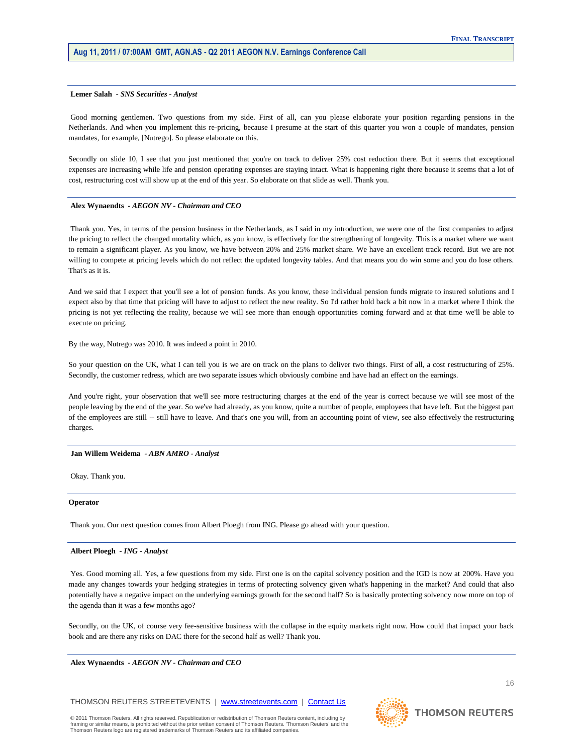**Lemer Salah** - *SNS Securities - Analyst*

Good morning gentlemen. Two questions from my side. First of all, can you please elaborate your position regarding pensions in the Netherlands. And when you implement this re-pricing, because I presume at the start of this quarter you won a couple of mandates, pension mandates, for example, [Nutrego]. So please elaborate on this.

Secondly on slide 10, I see that you just mentioned that you're on track to deliver 25% cost reduction there. But it seems that exceptional expenses are increasing while life and pension operating expenses are staying intact. What is happening right there because it seems that a lot of cost, restructuring cost will show up at the end of this year. So elaborate on that slide as well. Thank you.

---

**Alex Wynaendts** - *AEGON NV - Chairman and CEO*

Thank you. Yes, in terms of the pension business in the Netherlands, as I said in my introduction, we were one of the first companies to adjust the pricing to reflect the changed mortality which, as you know, is effectively for the strengthening of longevity. This is a market where we want to remain a significant player. As you know, we have between 20% and 25% market share. We have an excellent track record. But we are not willing to compete at pricing levels which do not reflect the updated longevity tables. And that means you do win some and you do lose others. That's as it is.

And we said that I expect that you'll see a lot of pension funds. As you know, these individual pension funds migrate to insured solutions and I expect also by that time that pricing will have to adjust to reflect the new reality. So I'd rather hold back a bit now in a market where I think the pricing is not yet reflecting the reality, because we will see more than enough opportunities coming forward and at that time we'll be able to execute on pricing.

By the way, Nutrego was 2010. It was indeed a point in 2010.

So your question on the UK, what I can tell you is we are on track on the plans to deliver two things. First of all, a cost restructuring of 25%. Secondly, the customer redress, which are two separate issues which obviously combine and have had an effect on the earnings.

And you're right, your observation that we'll see more restructuring charges at the end of the year is correct because we will see most of the people leaving by the end of the year. So we've had already, as you know, quite a number of people, employees that have left. But the biggest part of the employees are still -- still have to leave. And that's one you will, from an accounting point of view, see also effectively the restructuring charges.

---

**Jan Willem Weidema** - *ABN AMRO - Analyst*

Okay. Thank you.

---

**Operator**

Thank you. Our next question comes from Albert Ploegh from ING. Please go ahead with your question.

---

**Albert Ploegh** - *ING - Analyst*

Yes. Good morning all. Yes, a few questions from my side. First one is on the capital solvency position and the IGD is now at 200%. Have you made any changes towards your hedging strategies in terms of protecting solvency given what's happening in the market? And could that also potentially have a negative impact on the underlying earnings growth for the second half? So is basically protecting solvency now more on top of the agenda than it was a few months ago?

Secondly, on the UK, of course very fee-sensitive business with the collapse in the equity markets right now. How could that impact your back book and are there any risks on DAC there for the second half as well? Thank you.

---

**Alex Wynaendts** - *AEGON NV - Chairman and CEO*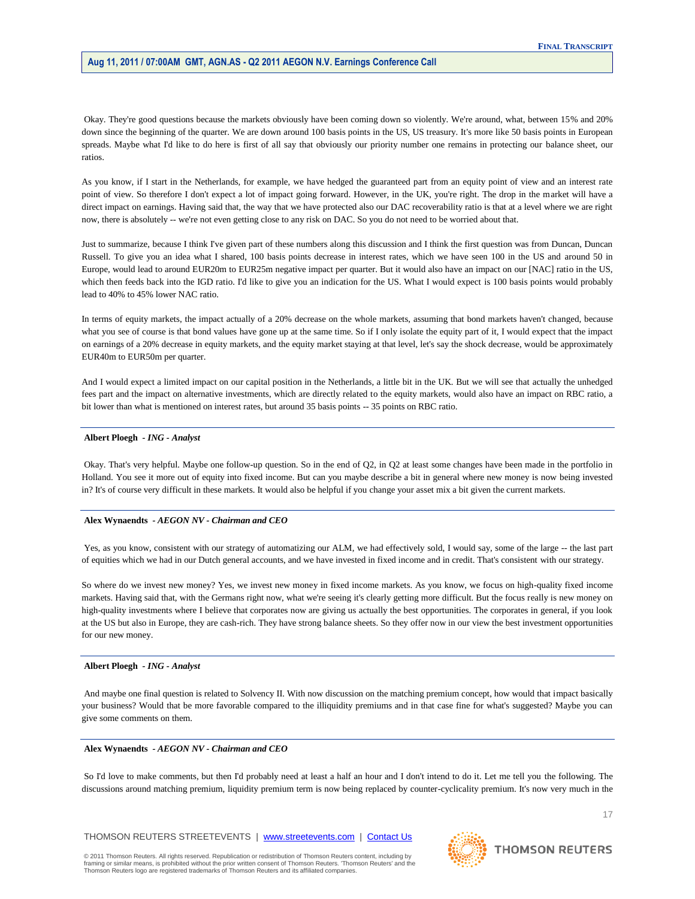Okay. They're good questions because the markets obviously have been coming down so violently. We're around, what, between 15% and 20% down since the beginning of the quarter. We are down around 100 basis points in the US, US treasury. It's more like 50 basis points in European spreads. Maybe what I'd like to do here is first of all say that obviously our priority number one remains in protecting our balance sheet, our ratios.

As you know, if I start in the Netherlands, for example, we have hedged the guaranteed part from an equity point of view and an interest rate point of view. So therefore I don't expect a lot of impact going forward. However, in the UK, you're right. The drop in the market will have a direct impact on earnings. Having said that, the way that we have protected also our DAC recoverability ratio is that at a level where we are right now, there is absolutely -- we're not even getting close to any risk on DAC. So you do not need to be worried about that.

Just to summarize, because I think I've given part of these numbers along this discussion and I think the first question was from Duncan, Duncan Russell. To give you an idea what I shared, 100 basis points decrease in interest rates, which we have seen 100 in the US and around 50 in Europe, would lead to around EUR20m to EUR25m negative impact per quarter. But it would also have an impact on our [NAC] ratio in the US, which then feeds back into the IGD ratio. I'd like to give you an indication for the US. What I would expect is 100 basis points would probably lead to 40% to 45% lower NAC ratio.

In terms of equity markets, the impact actually of a 20% decrease on the whole markets, assuming that bond markets haven't changed, because what you see of course is that bond values have gone up at the same time. So if I only isolate the equity part of it, I would expect that the impact on earnings of a 20% decrease in equity markets, and the equity market staying at that level, let's say the shock decrease, would be approximately EUR40m to EUR50m per quarter.

And I would expect a limited impact on our capital position in the Netherlands, a little bit in the UK. But we will see that actually the unhedged fees part and the impact on alternative investments, which are directly related to the equity markets, would also have an impact on RBC ratio, a bit lower than what is mentioned on interest rates, but around 35 basis points -- 35 points on RBC ratio.

**Albert Ploegh** *- ING - Analyst*

Okay. That's very helpful. Maybe one follow-up question. So in the end of Q2, in Q2 at least some changes have been made in the portfolio in Holland. You see it more out of equity into fixed income. But can you maybe describe a bit in general where new money is now being invested in? It's of course very difficult in these markets. It would also be helpful if you change your asset mix a bit given the current markets.

**Alex Wynaendts** *- AEGON NV - Chairman and CEO*

Yes, as you know, consistent with our strategy of automatizing our ALM, we had effectively sold, I would say, some of the large -- the last part of equities which we had in our Dutch general accounts, and we have invested in fixed income and in credit. That's consistent with our strategy.

So where do we invest new money? Yes, we invest new money in fixed income markets. As you know, we focus on high-quality fixed income markets. Having said that, with the Germans right now, what we're seeing it's clearly getting more difficult. But the focus really is new money on high-quality investments where I believe that corporates now are giving us actually the best opportunities. The corporates in general, if you look at the US but also in Europe, they are cash-rich. They have strong balance sheets. So they offer now in our view the best investment opportunities for our new money.

**Albert Ploegh** *- ING - Analyst*

And maybe one final question is related to Solvency II. With now discussion on the matching premium concept, how would that impact basically your business? Would that be more favorable compared to the illiquidity premiums and in that case fine for what's suggested? Maybe you can give some comments on them.

**Alex Wynaendts** *- AEGON NV - Chairman and CEO*

So I'd love to make comments, but then I'd probably need at least a half an hour and I don't intend to do it. Let me tell you the following. The discussions around matching premium, liquidity premium term is now being replaced by counter-cyclicality premium. It's now very much in the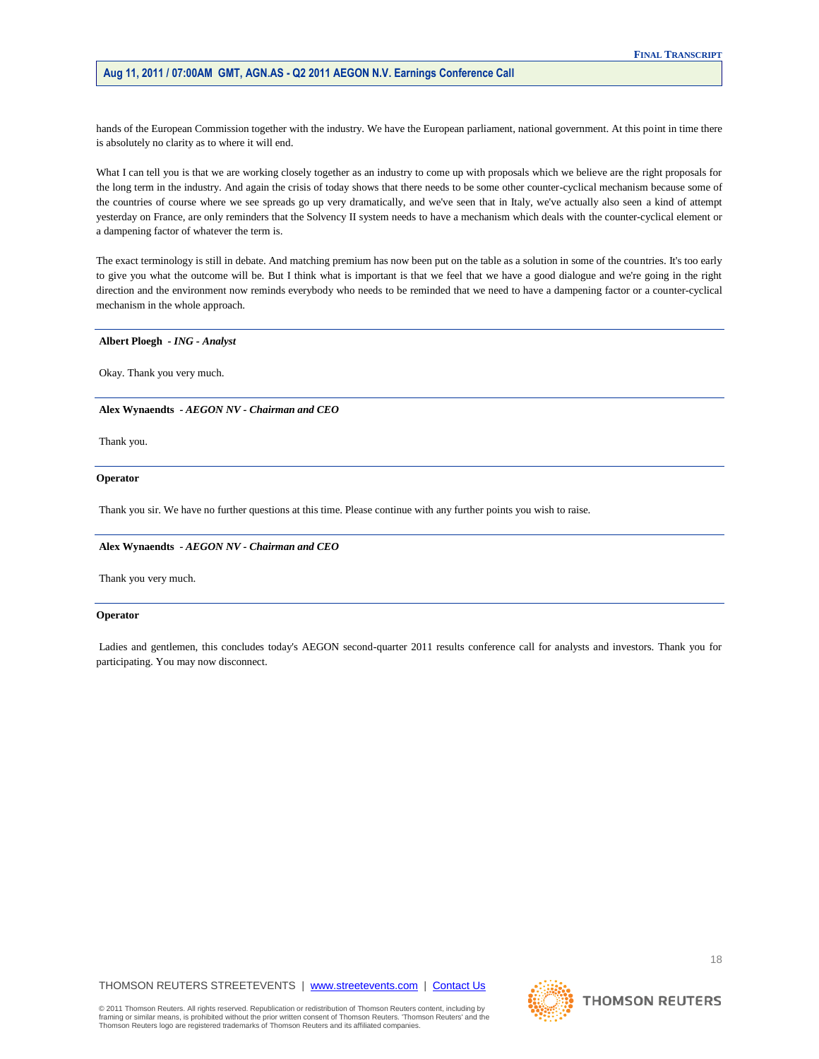hands of the European Commission together with the industry. We have the European parliament, national government. At this point in time there is absolutely no clarity as to where it will end.

What I can tell you is that we are working closely together as an industry to come up with proposals which we believe are the right proposals for the long term in the industry. And again the crisis of today shows that there needs to be some other counter-cyclical mechanism because some of the countries of course where we see spreads go up very dramatically, and we've seen that in Italy, we've actually also seen a kind of attempt yesterday on France, are only reminders that the Solvency II system needs to have a mechanism which deals with the counter-cyclical element or a dampening factor of whatever the term is.

The exact terminology is still in debate. And matching premium has now been put on the table as a solution in some of the countries. It's too early to give you what the outcome will be. But I think what is important is that we feel that we have a good dialogue and we're going in the right direction and the environment now reminds everybody who needs to be reminded that we need to have a dampening factor or a counter-cyclical mechanism in the whole approach.

---

**Albert Ploegh** *- ING - Analyst*

Okay. Thank you very much.

---

**Alex Wynaendts** *- AEGON NV - Chairman and CEO*

Thank you.

---

**Operator**

Thank you sir. We have no further questions at this time. Please continue with any further points you wish to raise.

---

**Alex Wynaendts** *- AEGON NV - Chairman and CEO*

Thank you very much.

---

**Operator**

Ladies and gentlemen, this concludes today's AEGON second-quarter 2011 results conference call for analysts and investors. Thank you for participating. You may now disconnect.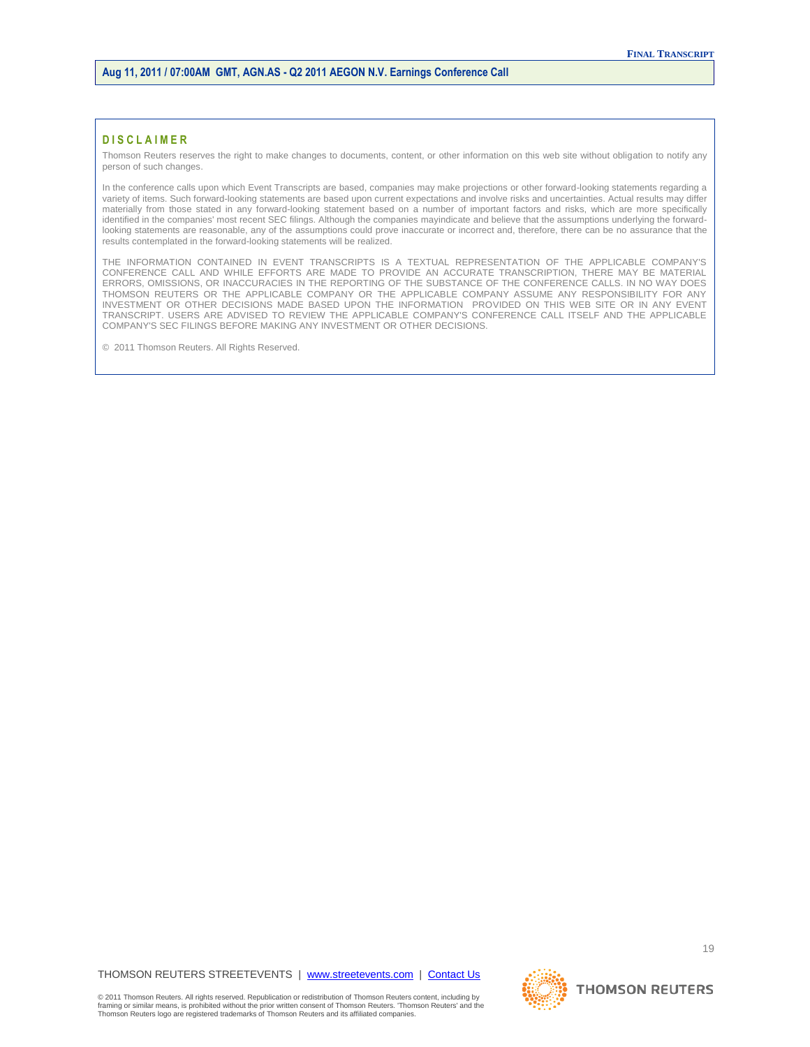## DISCLAIMER

Thomson Reuters reserves the right to make changes to documents, content, or other information on this web site without obligation to notify any person of such changes.

In the conference calls upon which Event Transcripts are based, companies may make projections or other forward-looking statements regarding a variety of items. Such forward-looking statements are based upon current expectations and involve risks and uncertainties. Actual results may differ materially from those stated in any forward-looking statement based on a number of important factors and risks, which are more specifically identified in the companies' most recent SEC filings. Although the companies mayindicate and believe that the assumptions underlying the forward-looking statements are reasonable, any of the assumptions could prove inaccurate or incorrect and, therefore, there can be no assurance that the results contemplated in the forward-looking statements will be realized.

THE INFORMATION CONTAINED IN EVENT TRANSCRIPTS IS A TEXTUAL REPRESENTATION OF THE APPLICABLE COMPANY'S CONFERENCE CALL AND WHILE EFFORTS ARE MADE TO PROVIDE AN ACCURATE TRANSCRIPTION, THERE MAY BE MATERIAL ERRORS, OMISSIONS, OR INACCURACIES IN THE REPORTING OF THE SUBSTANCE OF THE CONFERENCE CALLS. IN NO WAY DOES THOMSON REUTERS OR THE APPLICABLE COMPANY OR THE APPLICABLE COMPANY ASSUME ANY RESPONSIBILITY FOR ANY INVESTMENT OR OTHER DECISIONS MADE BASED UPON THE INFORMATION PROVIDED ON THIS WEB SITE OR IN ANY EVENT TRANSCRIPT. USERS ARE ADVISED TO REVIEW THE APPLICABLE COMPANY'S CONFERENCE CALL ITSELF AND THE APPLICABLE COMPANY'S SEC FILINGS BEFORE MAKING ANY INVESTMENT OR OTHER DECISIONS.

© 2011 Thomson Reuters. All Rights Reserved.